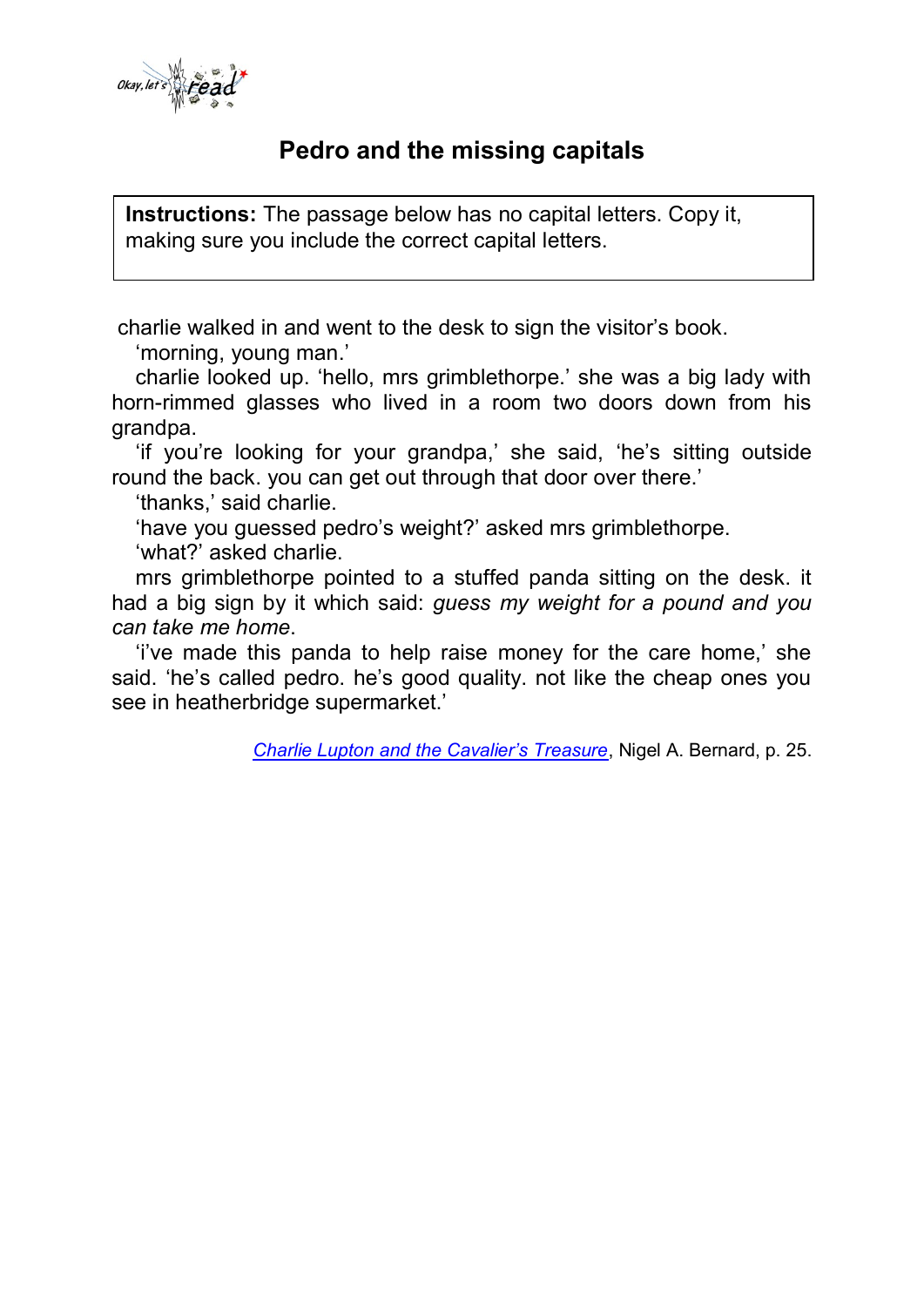# Pedro and the missing capitals

**Instructions:** The passage below has no capital letters. Copy it, making sure you include the correct capital letters.

charlie walked in and went to the desk to sign the visitor's book.

'morning, young man.'

charlie looked up. 'hello, mrs grimblethorpe.' she was a big lady with horn-rimmed glasses who lived in a room two doors down from his grandpa.

'if you're looking for your grandpa,' she said, 'he's sitting outside round the back. you can get out through that door over there.'

'thanks,' said charlie.

'have you guessed pedro's weight?' asked mrs grimblethorpe.

'what?' asked charlie.

mrs grimblethorpe pointed to a stuffed panda sitting on the desk. it had a big sign by it which said: *guess my weight for a pound and you can take me home*.

'i've made this panda to help raise money for the care home,' she said. 'he's called pedro. he's good quality. not like the cheap ones you see in heatherbridge supermarket.'

*Charlie Lupton and the Cavalier's Treasure*, Nigel A. Bernard, p. 25.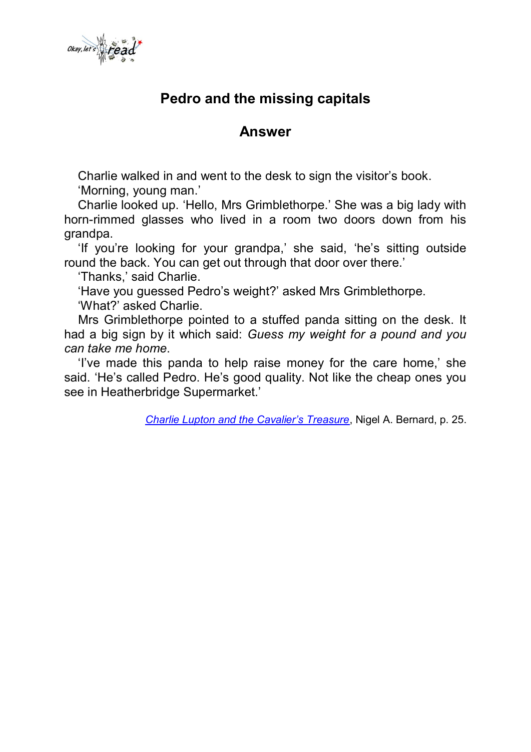# Pedro and the missing capitals

## Answer

Charlie walked in and went to the desk to sign the visitor's book.

'Morning, young man.'

Charlie looked up. 'Hello, Mrs Grimblethorpe.' She was a big lady with horn-rimmed glasses who lived in a room two doors down from his grandpa.

'If you're looking for your grandpa,' she said, 'he's sitting outside round the back. You can get out through that door over there.'

'Thanks,' said Charlie.

'Have you guessed Pedro's weight?' asked Mrs Grimblethorpe.

'What?' asked Charlie.

Mrs Grimblethorpe pointed to a stuffed panda sitting on the desk. It had a big sign by it which said: *Guess my weight for a pound and you can take me home*.

'I've made this panda to help raise money for the care home,' she said. 'He's called Pedro. He's good quality. Not like the cheap ones you see in Heatherbridge Supermarket.'

*Charlie Lupton and the Cavalier's Treasure*, Nigel A. Bernard, p. 25.